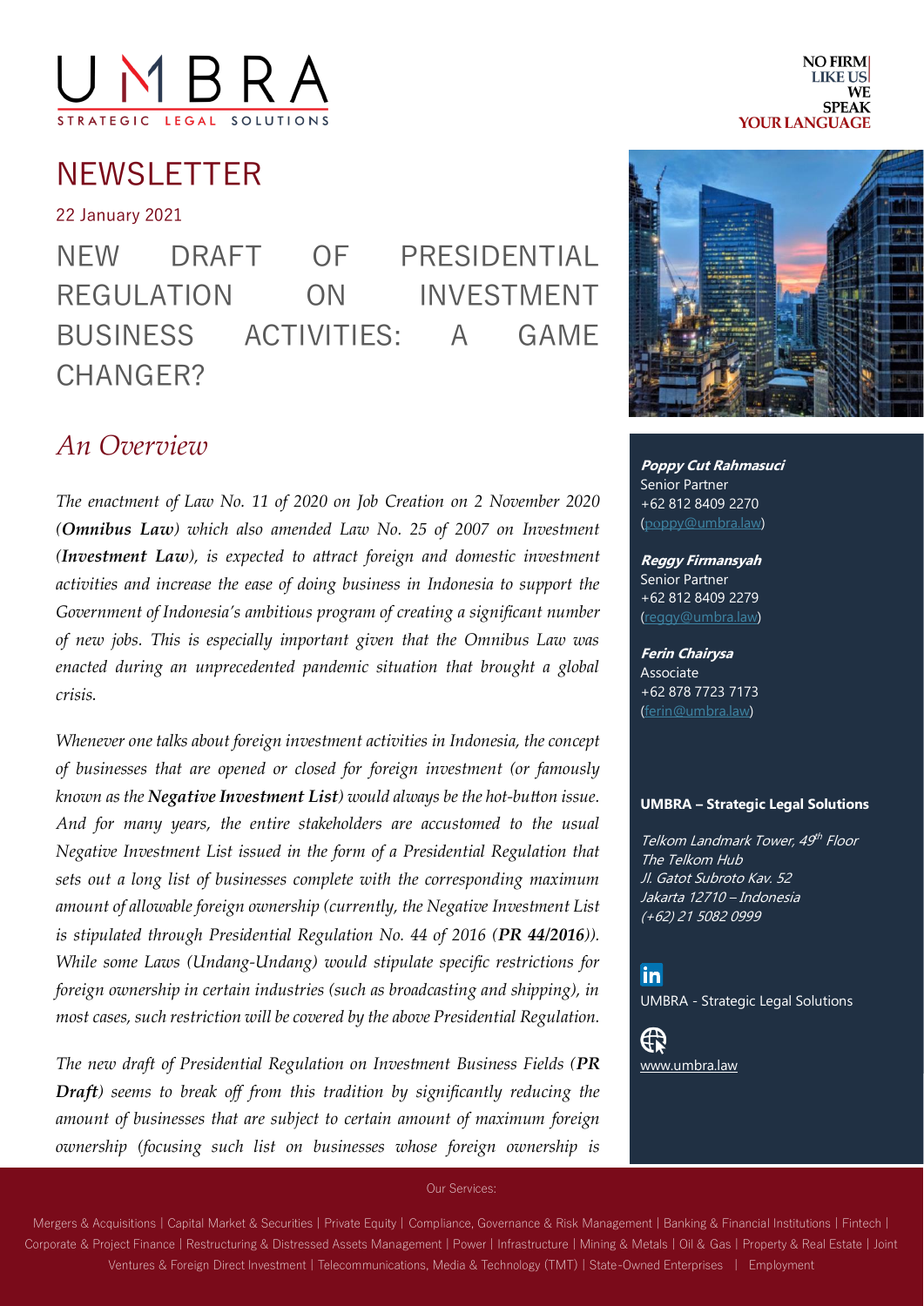# UMBRA

STRATEGIC LEGAL SOLUTIONS

NO FIRM LIKE US WE SPEAK YOUR LANGUAGE

## NEWSLETTER

22 January 2021

# NEW DRAFT OF PRESIDENTIAL REGULATION ON INVESTMENT BUSINESS ACTIVITIES: A GAME CHANGER?

## *An Overview*

*The enactment of Law No. 11 of 2020 on Job Creation on 2 November 2020 (**Omnibus Law**) which also amended Law No. 25 of 2007 on Investment (**Investment Law**), is expected to attract foreign and domestic investment activities and increase the ease of doing business in Indonesia to support the Government of Indonesia's ambitious program of creating a significant number of new jobs. This is especially important given that the Omnibus Law was enacted during an unprecedented pandemic situation that brought a global crisis.*

*Whenever one talks about foreign investment activities in Indonesia, the concept of businesses that are opened or closed for foreign investment (or famously known as the **Negative Investment List**) would always be the hot-button issue. And for many years, the entire stakeholders are accustomed to the usual Negative Investment List issued in the form of a Presidential Regulation that sets out a long list of businesses complete with the corresponding maximum amount of allowable foreign ownership (currently, the Negative Investment List is stipulated through Presidential Regulation No. 44 of 2016 (**PR 44/2016**)). While some Laws (Undang-Undang) would stipulate specific restrictions for foreign ownership in certain industries (such as broadcasting and shipping), in most cases, such restriction will be covered by the above Presidential Regulation.*

*The new draft of Presidential Regulation on Investment Business Fields (**PR Draft**) seems to break off from this tradition by significantly reducing the amount of businesses that are subject to certain amount of maximum foreign ownership (focusing such list on businesses whose foreign ownership is*

**_Poppy Cut Rahmasuci_**
Senior Partner
+62 812 8409 2270
(poppy@umbra.law)

**_Reggy Firmansyah_**
Senior Partner
+62 812 8409 2279
(reggy@umbra.law)

**_Ferin Chairysa_**
Associate
+62 878 7723 7173
(ferin@umbra.law)

**UMBRA – Strategic Legal Solutions**

*Telkom Landmark Tower, 49th Floor*
*The Telkom Hub*
*Jl. Gatot Subroto Kav. 52*
*Jakarta 12710 – Indonesia*
*(+62) 21 5082 0999*

UMBRA - Strategic Legal Solutions

www.umbra.law

Our Services:

Mergers & Acquisitions | Capital Market & Securities | Private Equity | Compliance, Governance & Risk Management | Banking & Financial Institutions | Fintech | Corporate & Project Finance | Restructuring & Distressed Assets Management | Power | Infrastructure | Mining & Metals | Oil & Gas | Property & Real Estate | Joint Ventures & Foreign Direct Investment | Telecommunications, Media & Technology (TMT) | State-Owned Enterprises | Employment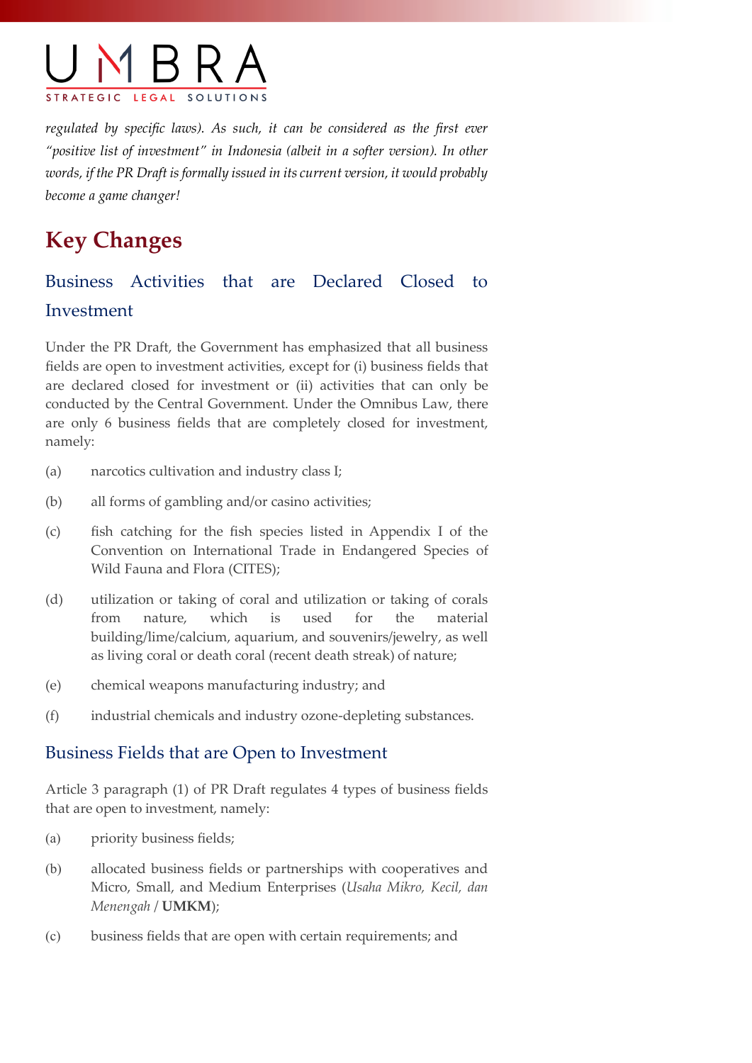*regulated by specific laws). As such, it can be considered as the first ever "positive list of investment" in Indonesia (albeit in a softer version). In other words, if the PR Draft is formally issued in its current version, it would probably become a game changer!*

## Key Changes

### Business Activities that are Declared Closed to Investment

Under the PR Draft, the Government has emphasized that all business fields are open to investment activities, except for (i) business fields that are declared closed for investment or (ii) activities that can only be conducted by the Central Government. Under the Omnibus Law, there are only 6 business fields that are completely closed for investment, namely:

(a) narcotics cultivation and industry class I;

(b) all forms of gambling and/or casino activities;

(c) fish catching for the fish species listed in Appendix I of the Convention on International Trade in Endangered Species of Wild Fauna and Flora (CITES);

(d) utilization or taking of coral and utilization or taking of corals from nature, which is used for the material building/lime/calcium, aquarium, and souvenirs/jewelry, as well as living coral or death coral (recent death streak) of nature;

(e) chemical weapons manufacturing industry; and

(f) industrial chemicals and industry ozone-depleting substances.

### Business Fields that are Open to Investment

Article 3 paragraph (1) of PR Draft regulates 4 types of business fields that are open to investment, namely:

(a) priority business fields;

(b) allocated business fields or partnerships with cooperatives and Micro, Small, and Medium Enterprises (*Usaha Mikro, Kecil, dan Menengah* / **UMKM**);

(c) business fields that are open with certain requirements; and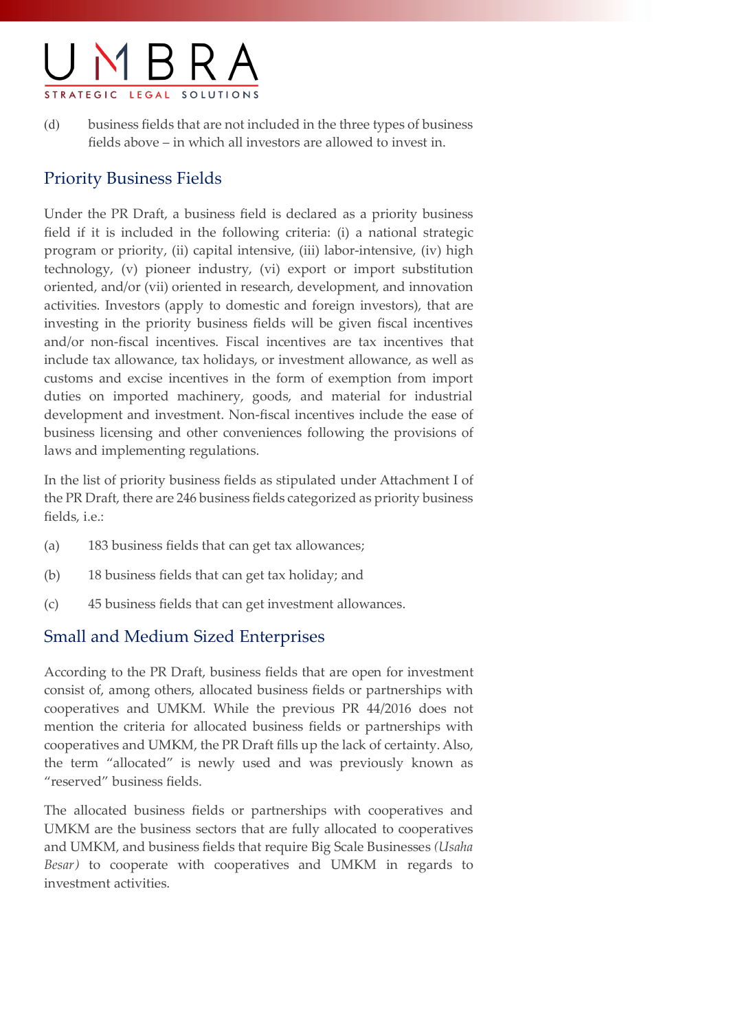(d) business fields that are not included in the three types of business fields above – in which all investors are allowed to invest in.

## Priority Business Fields

Under the PR Draft, a business field is declared as a priority business field if it is included in the following criteria: (i) a national strategic program or priority, (ii) capital intensive, (iii) labor-intensive, (iv) high technology, (v) pioneer industry, (vi) export or import substitution oriented, and/or (vii) oriented in research, development, and innovation activities. Investors (apply to domestic and foreign investors), that are investing in the priority business fields will be given fiscal incentives and/or non-fiscal incentives. Fiscal incentives are tax incentives that include tax allowance, tax holidays, or investment allowance, as well as customs and excise incentives in the form of exemption from import duties on imported machinery, goods, and material for industrial development and investment. Non-fiscal incentives include the ease of business licensing and other conveniences following the provisions of laws and implementing regulations.

In the list of priority business fields as stipulated under Attachment I of the PR Draft, there are 246 business fields categorized as priority business fields, i.e.:

(a) 183 business fields that can get tax allowances;

(b) 18 business fields that can get tax holiday; and

(c) 45 business fields that can get investment allowances.

## Small and Medium Sized Enterprises

According to the PR Draft, business fields that are open for investment consist of, among others, allocated business fields or partnerships with cooperatives and UMKM. While the previous PR 44/2016 does not mention the criteria for allocated business fields or partnerships with cooperatives and UMKM, the PR Draft fills up the lack of certainty. Also, the term "allocated" is newly used and was previously known as "reserved" business fields.

The allocated business fields or partnerships with cooperatives and UMKM are the business sectors that are fully allocated to cooperatives and UMKM, and business fields that require Big Scale Businesses *(Usaha Besar)* to cooperate with cooperatives and UMKM in regards to investment activities.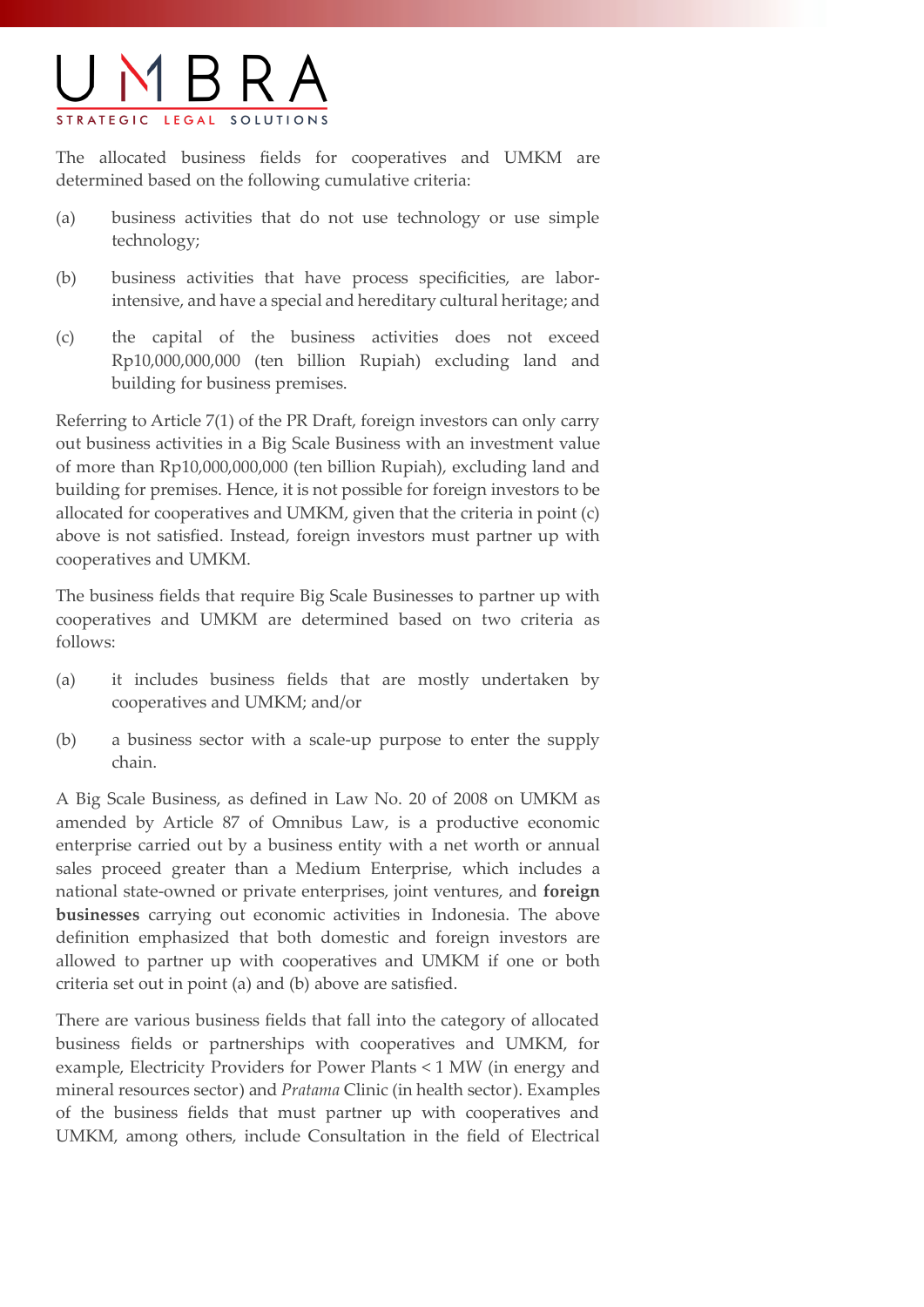The allocated business fields for cooperatives and UMKM are determined based on the following cumulative criteria:

(a) business activities that do not use technology or use simple technology;

(b) business activities that have process specificities, are labor-intensive, and have a special and hereditary cultural heritage; and

(c) the capital of the business activities does not exceed Rp10,000,000,000 (ten billion Rupiah) excluding land and building for business premises.

Referring to Article 7(1) of the PR Draft, foreign investors can only carry out business activities in a Big Scale Business with an investment value of more than Rp10,000,000,000 (ten billion Rupiah), excluding land and building for premises. Hence, it is not possible for foreign investors to be allocated for cooperatives and UMKM, given that the criteria in point (c) above is not satisfied. Instead, foreign investors must partner up with cooperatives and UMKM.

The business fields that require Big Scale Businesses to partner up with cooperatives and UMKM are determined based on two criteria as follows:

(a) it includes business fields that are mostly undertaken by cooperatives and UMKM; and/or

(b) a business sector with a scale-up purpose to enter the supply chain.

A Big Scale Business, as defined in Law No. 20 of 2008 on UMKM as amended by Article 87 of Omnibus Law, is a productive economic enterprise carried out by a business entity with a net worth or annual sales proceed greater than a Medium Enterprise, which includes a national state-owned or private enterprises, joint ventures, and **foreign businesses** carrying out economic activities in Indonesia. The above definition emphasized that both domestic and foreign investors are allowed to partner up with cooperatives and UMKM if one or both criteria set out in point (a) and (b) above are satisfied.

There are various business fields that fall into the category of allocated business fields or partnerships with cooperatives and UMKM, for example, Electricity Providers for Power Plants < 1 MW (in energy and mineral resources sector) and *Pratama* Clinic (in health sector). Examples of the business fields that must partner up with cooperatives and UMKM, among others, include Consultation in the field of Electrical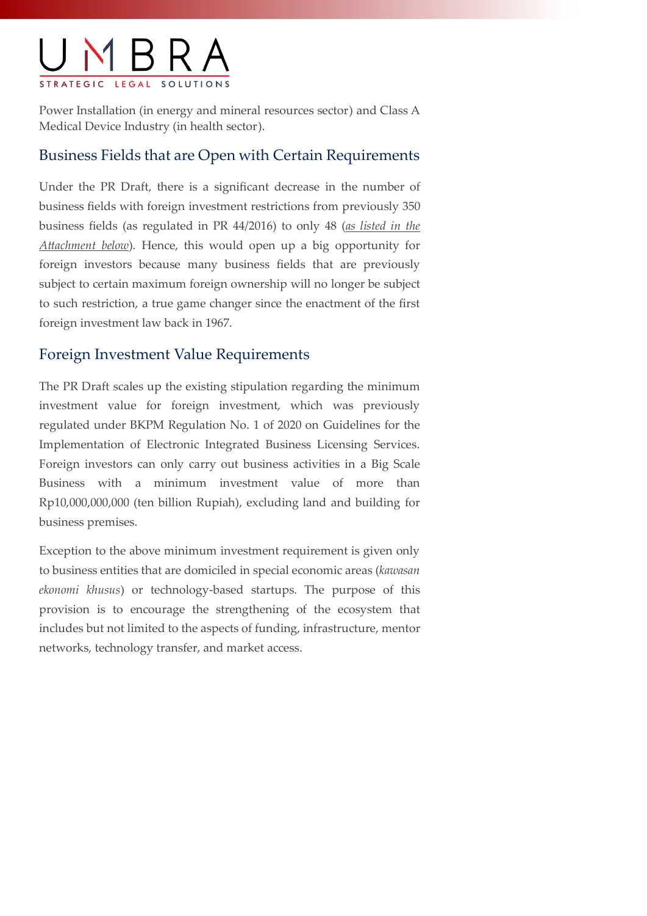Power Installation (in energy and mineral resources sector) and Class A Medical Device Industry (in health sector).

## Business Fields that are Open with Certain Requirements

Under the PR Draft, there is a significant decrease in the number of business fields with foreign investment restrictions from previously 350 business fields (as regulated in PR 44/2016) to only 48 (*as listed in the Attachment below*). Hence, this would open up a big opportunity for foreign investors because many business fields that are previously subject to certain maximum foreign ownership will no longer be subject to such restriction, a true game changer since the enactment of the first foreign investment law back in 1967.

## Foreign Investment Value Requirements

The PR Draft scales up the existing stipulation regarding the minimum investment value for foreign investment, which was previously regulated under BKPM Regulation No. 1 of 2020 on Guidelines for the Implementation of Electronic Integrated Business Licensing Services. Foreign investors can only carry out business activities in a Big Scale Business with a minimum investment value of more than Rp10,000,000,000 (ten billion Rupiah), excluding land and building for business premises.

Exception to the above minimum investment requirement is given only to business entities that are domiciled in special economic areas (*kawasan ekonomi khusus*) or technology-based startups. The purpose of this provision is to encourage the strengthening of the ecosystem that includes but not limited to the aspects of funding, infrastructure, mentor networks, technology transfer, and market access.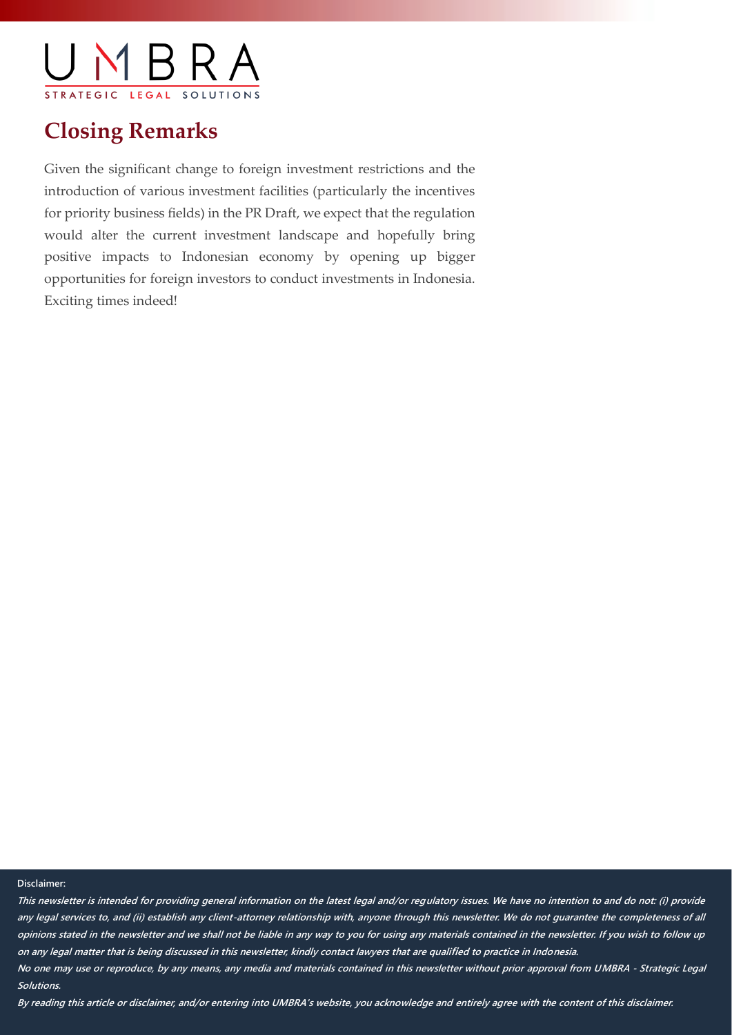## Closing Remarks

Given the significant change to foreign investment restrictions and the introduction of various investment facilities (particularly the incentives for priority business fields) in the PR Draft, we expect that the regulation would alter the current investment landscape and hopefully bring positive impacts to Indonesian economy by opening up bigger opportunities for foreign investors to conduct investments in Indonesia. Exciting times indeed!

**Disclaimer:**

***This newsletter is intended for providing general information on the latest legal and/or regulatory issues. We have no intention to and do not: (i) provide any legal services to, and (ii) establish any client-attorney relationship with, anyone through this newsletter. We do not guarantee the completeness of all opinions stated in the newsletter and we shall not be liable in any way to you for using any materials contained in the newsletter. If you wish to follow up on any legal matter that is being discussed in this newsletter, kindly contact lawyers that are qualified to practice in Indonesia.***

***No one may use or reproduce, by any means, any media and materials contained in this newsletter without prior approval from UMBRA - Strategic Legal Solutions.***

***By reading this article or disclaimer, and/or entering into UMBRA's website, you acknowledge and entirely agree with the content of this disclaimer.***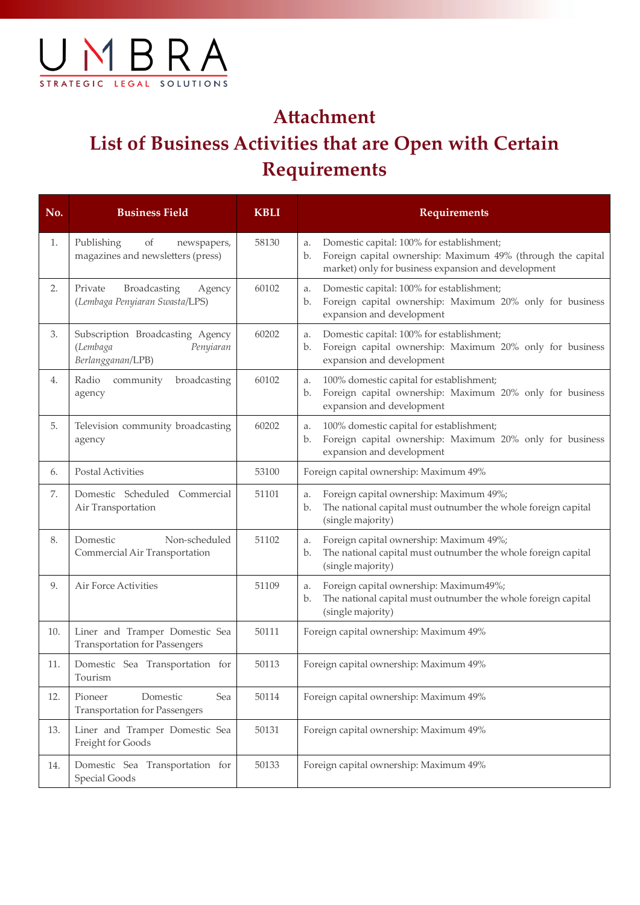# Attachment

# List of Business Activities that are Open with Certain Requirements

| No. | Business Field | KBLI | Requirements |
|---|---|---|---|
| 1. | Publishing of newspapers, magazines and newsletters (press) | 58130 | a. Domestic capital: 100% for establishment;<br>b. Foreign capital ownership: Maximum 49% (through the capital market) only for business expansion and development |
| 2. | Private Broadcasting Agency (*Lembaga Penyiaran Swasta*/LPS) | 60102 | a. Domestic capital: 100% for establishment;<br>b. Foreign capital ownership: Maximum 20% only for business expansion and development |
| 3. | Subscription Broadcasting Agency (*Lembaga Penyiaran Berlangganan*/LPB) | 60202 | a. Domestic capital: 100% for establishment;<br>b. Foreign capital ownership: Maximum 20% only for business expansion and development |
| 4. | Radio community broadcasting agency | 60102 | a. 100% domestic capital for establishment;<br>b. Foreign capital ownership: Maximum 20% only for business expansion and development |
| 5. | Television community broadcasting agency | 60202 | a. 100% domestic capital for establishment;<br>b. Foreign capital ownership: Maximum 20% only for business expansion and development |
| 6. | Postal Activities | 53100 | Foreign capital ownership: Maximum 49% |
| 7. | Domestic Scheduled Commercial Air Transportation | 51101 | a. Foreign capital ownership: Maximum 49%;<br>b. The national capital must outnumber the whole foreign capital (single majority) |
| 8. | Domestic Non-scheduled Commercial Air Transportation | 51102 | a. Foreign capital ownership: Maximum 49%;<br>b. The national capital must outnumber the whole foreign capital (single majority) |
| 9. | Air Force Activities | 51109 | a. Foreign capital ownership: Maximum49%;<br>b. The national capital must outnumber the whole foreign capital (single majority) |
| 10. | Liner and Tramper Domestic Sea Transportation for Passengers | 50111 | Foreign capital ownership: Maximum 49% |
| 11. | Domestic Sea Transportation for Tourism | 50113 | Foreign capital ownership: Maximum 49% |
| 12. | Pioneer Domestic Sea Transportation for Passengers | 50114 | Foreign capital ownership: Maximum 49% |
| 13. | Liner and Tramper Domestic Sea Freight for Goods | 50131 | Foreign capital ownership: Maximum 49% |
| 14. | Domestic Sea Transportation for Special Goods | 50133 | Foreign capital ownership: Maximum 49% |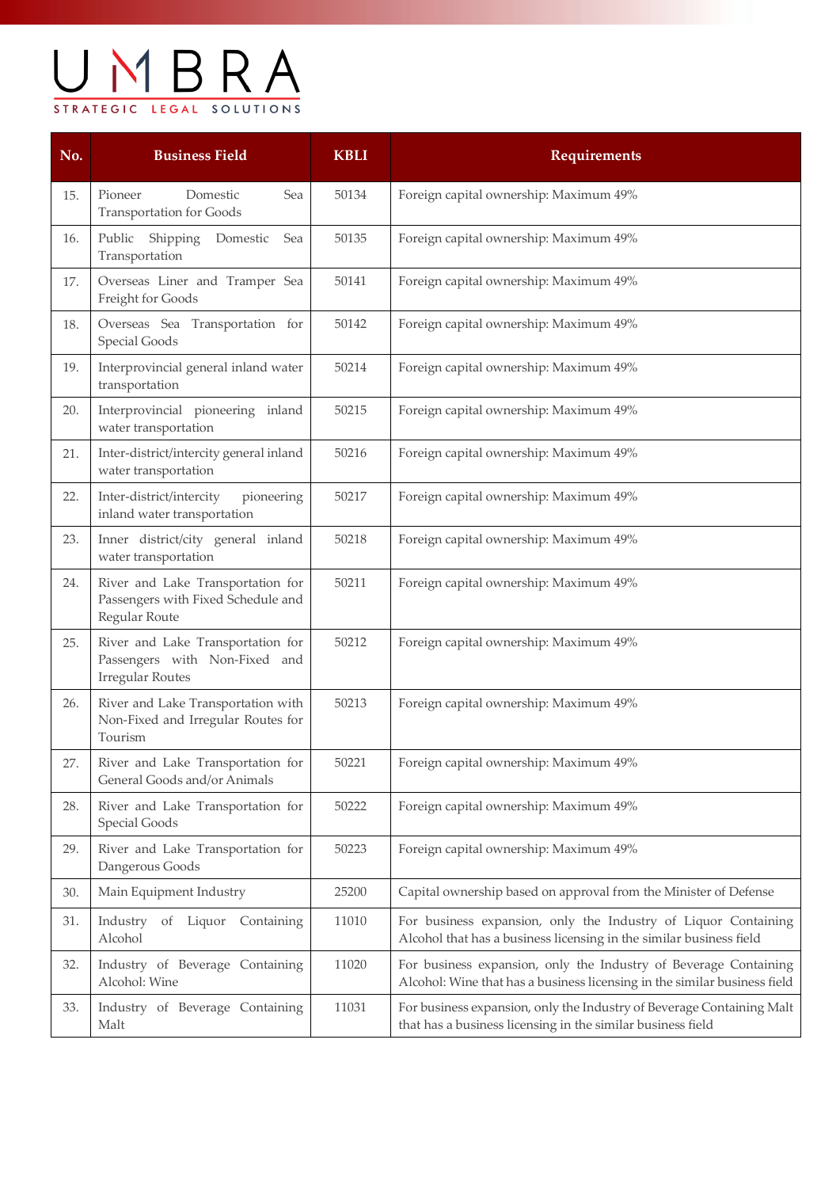| No. | Business Field | KBLI | Requirements |
|---|---|---|---|
| 15. | Pioneer Domestic Sea Transportation for Goods | 50134 | Foreign capital ownership: Maximum 49% |
| 16. | Public Shipping Domestic Sea Transportation | 50135 | Foreign capital ownership: Maximum 49% |
| 17. | Overseas Liner and Tramper Sea Freight for Goods | 50141 | Foreign capital ownership: Maximum 49% |
| 18. | Overseas Sea Transportation for Special Goods | 50142 | Foreign capital ownership: Maximum 49% |
| 19. | Interprovincial general inland water transportation | 50214 | Foreign capital ownership: Maximum 49% |
| 20. | Interprovincial pioneering inland water transportation | 50215 | Foreign capital ownership: Maximum 49% |
| 21. | Inter-district/intercity general inland water transportation | 50216 | Foreign capital ownership: Maximum 49% |
| 22. | Inter-district/intercity pioneering inland water transportation | 50217 | Foreign capital ownership: Maximum 49% |
| 23. | Inner district/city general inland water transportation | 50218 | Foreign capital ownership: Maximum 49% |
| 24. | River and Lake Transportation for Passengers with Fixed Schedule and Regular Route | 50211 | Foreign capital ownership: Maximum 49% |
| 25. | River and Lake Transportation for Passengers with Non-Fixed and Irregular Routes | 50212 | Foreign capital ownership: Maximum 49% |
| 26. | River and Lake Transportation with Non-Fixed and Irregular Routes for Tourism | 50213 | Foreign capital ownership: Maximum 49% |
| 27. | River and Lake Transportation for General Goods and/or Animals | 50221 | Foreign capital ownership: Maximum 49% |
| 28. | River and Lake Transportation for Special Goods | 50222 | Foreign capital ownership: Maximum 49% |
| 29. | River and Lake Transportation for Dangerous Goods | 50223 | Foreign capital ownership: Maximum 49% |
| 30. | Main Equipment Industry | 25200 | Capital ownership based on approval from the Minister of Defense |
| 31. | Industry of Liquor Containing Alcohol | 11010 | For business expansion, only the Industry of Liquor Containing Alcohol that has a business licensing in the similar business field |
| 32. | Industry of Beverage Containing Alcohol: Wine | 11020 | For business expansion, only the Industry of Beverage Containing Alcohol: Wine that has a business licensing in the similar business field |
| 33. | Industry of Beverage Containing Malt | 11031 | For business expansion, only the Industry of Beverage Containing Malt that has a business licensing in the similar business field |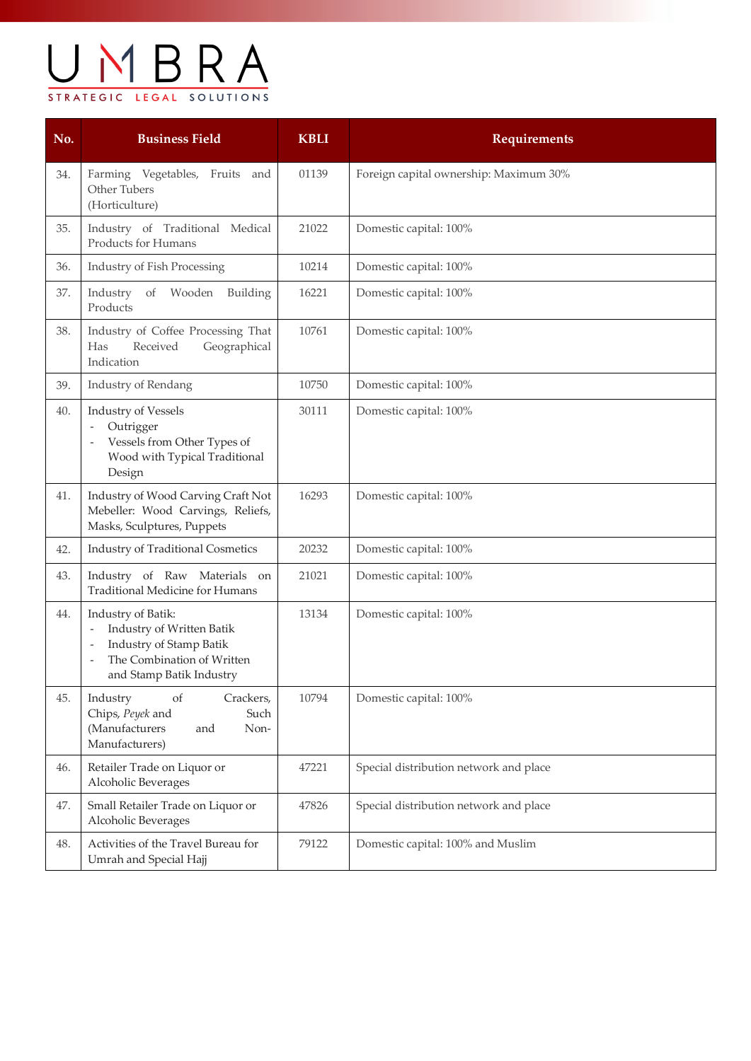UMBRA

STRATEGIC LEGAL SOLUTIONS

| No. | Business Field | KBLI | Requirements |
|---|---|---|---|
| 34. | Farming Vegetables, Fruits and Other Tubers (Horticulture) | 01139 | Foreign capital ownership: Maximum 30% |
| 35. | Industry of Traditional Medical Products for Humans | 21022 | Domestic capital: 100% |
| 36. | Industry of Fish Processing | 10214 | Domestic capital: 100% |
| 37. | Industry of Wooden Building Products | 16221 | Domestic capital: 100% |
| 38. | Industry of Coffee Processing That Has Received Geographical Indication | 10761 | Domestic capital: 100% |
| 39. | Industry of Rendang | 10750 | Domestic capital: 100% |
| 40. | Industry of Vessels<br>- Outrigger<br>- Vessels from Other Types of Wood with Typical Traditional Design | 30111 | Domestic capital: 100% |
| 41. | Industry of Wood Carving Craft Not Mebeller: Wood Carvings, Reliefs, Masks, Sculptures, Puppets | 16293 | Domestic capital: 100% |
| 42. | Industry of Traditional Cosmetics | 20232 | Domestic capital: 100% |
| 43. | Industry of Raw Materials on Traditional Medicine for Humans | 21021 | Domestic capital: 100% |
| 44. | Industry of Batik:<br>- Industry of Written Batik<br>- Industry of Stamp Batik<br>- The Combination of Written and Stamp Batik Industry | 13134 | Domestic capital: 100% |
| 45. | Industry of Crackers, Chips, *Peyek* and Such (Manufacturers and Non-Manufacturers) | 10794 | Domestic capital: 100% |
| 46. | Retailer Trade on Liquor or Alcoholic Beverages | 47221 | Special distribution network and place |
| 47. | Small Retailer Trade on Liquor or Alcoholic Beverages | 47826 | Special distribution network and place |
| 48. | Activities of the Travel Bureau for Umrah and Special Hajj | 79122 | Domestic capital: 100% and Muslim |